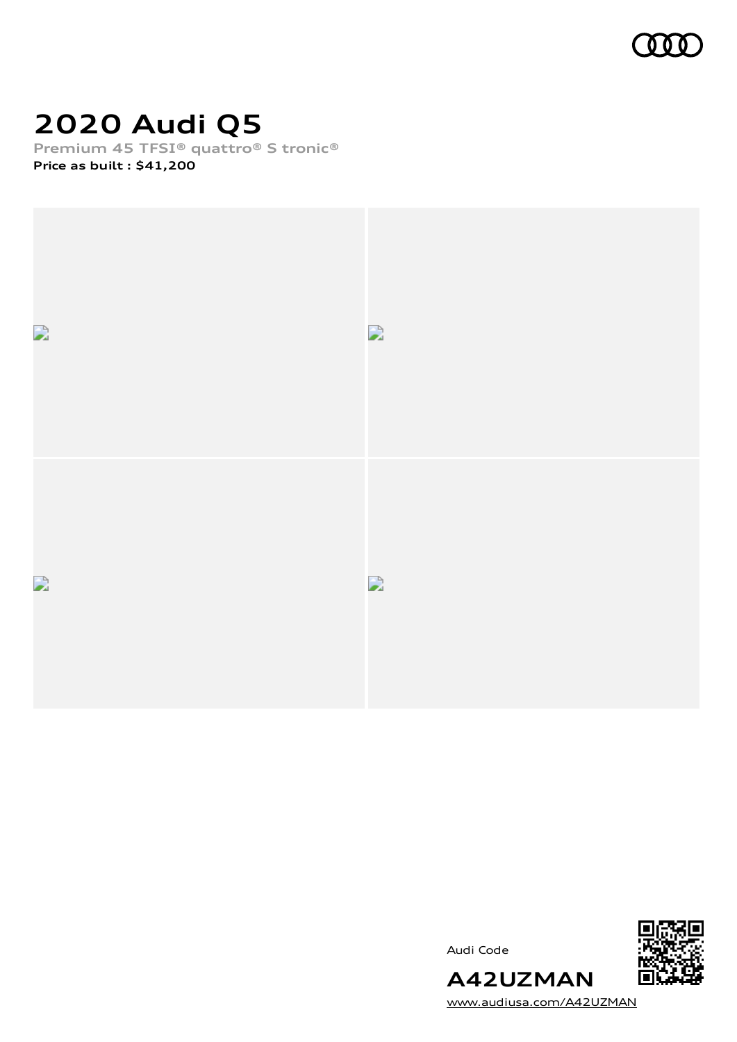# 2020 Audi Q5

Premium 45 TFSI® quattro® S tronic®

**Price as built : $41,200**

Audi Code

**A42UZMAN**

www.audiusa.com/A42UZMAN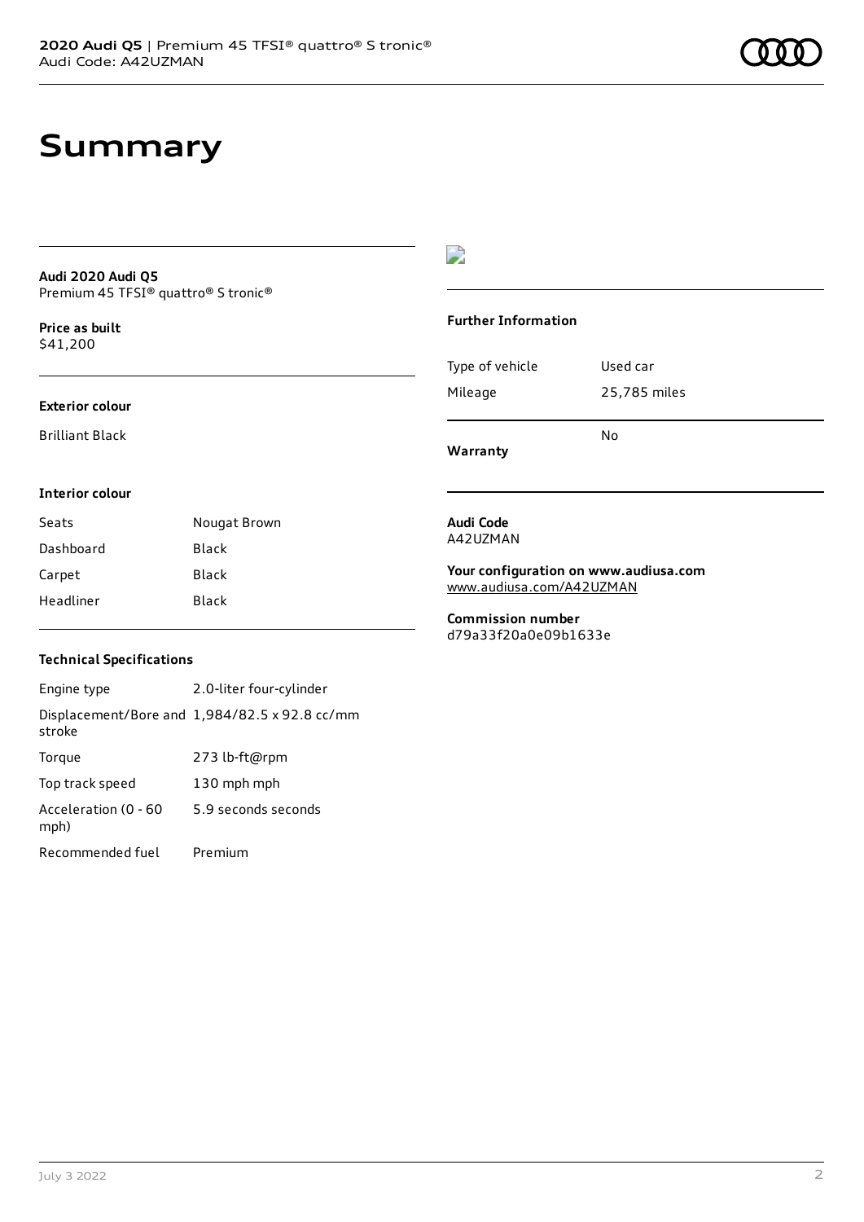# Summary

**Audi 2020 Audi Q5**
Premium 45 TFSI® quattro® S tronic®

**Price as built**
$41,200

### Exterior colour

Brilliant Black

### Interior colour

| Seats | Nougat Brown |
| --- | --- |
| Dashboard | Black |
| Carpet | Black |
| Headliner | Black |

### Technical Specifications

| Engine type | 2.0-liter four-cylinder |
| --- | --- |
| Displacement/Bore and stroke | 1,984/82.5 x 92.8 cc/mm |
| Torque | 273 lb-ft@rpm |
| Top track speed | 130 mph mph |
| Acceleration (0 - 60 mph) | 5.9 seconds seconds |
| Recommended fuel | Premium |

### Further Information

| Type of vehicle | Used car |
| --- | --- |
| Mileage | 25,785 miles |
| **Warranty** | No |

**Audi Code**
A42UZMAN

**Your configuration on www.audiusa.com**
www.audiusa.com/A42UZMAN

**Commission number**
d79a33f20a0e09b1633e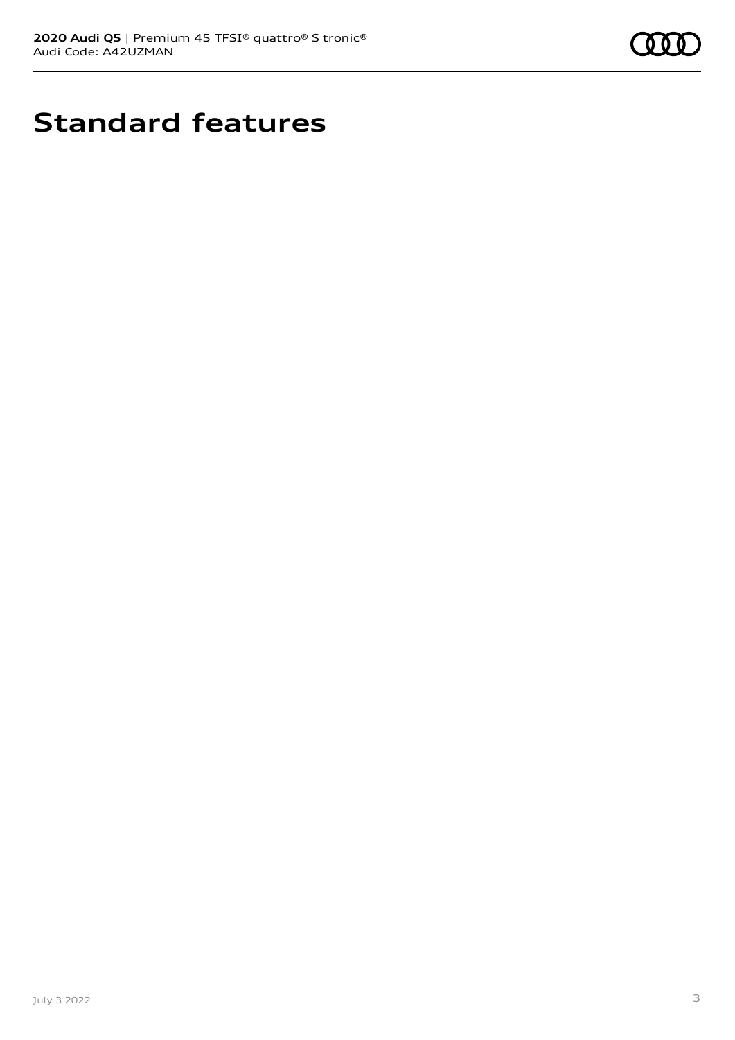# Standard features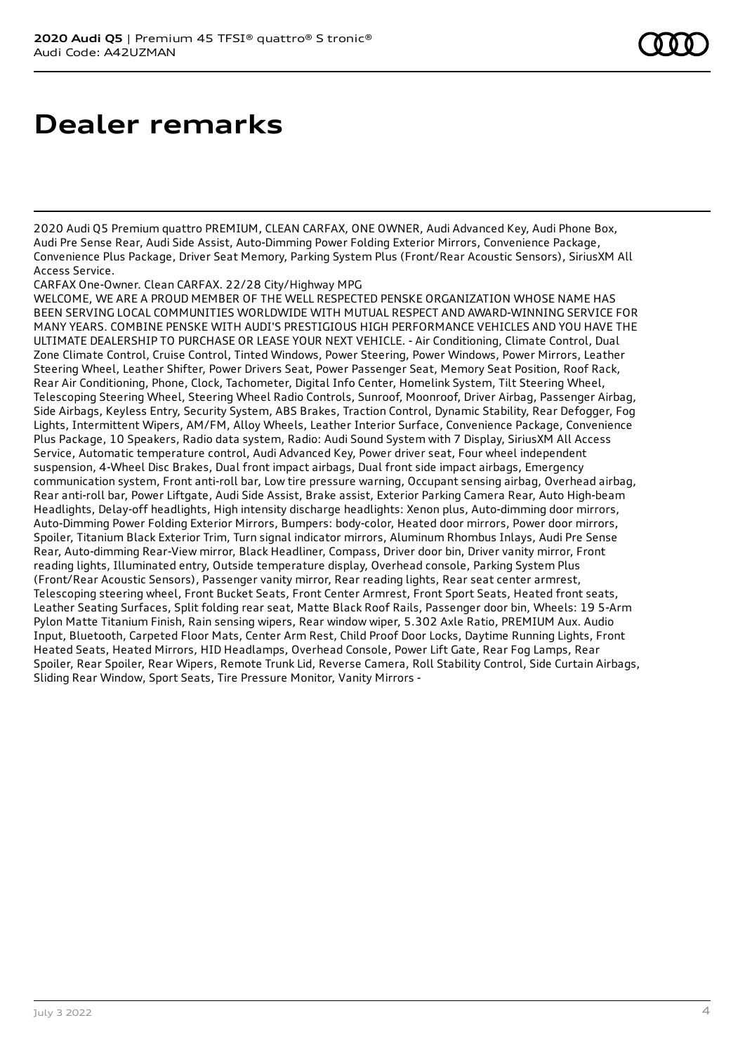# Dealer remarks

2020 Audi Q5 Premium quattro PREMIUM, CLEAN CARFAX, ONE OWNER, Audi Advanced Key, Audi Phone Box, Audi Pre Sense Rear, Audi Side Assist, Auto-Dimming Power Folding Exterior Mirrors, Convenience Package, Convenience Plus Package, Driver Seat Memory, Parking System Plus (Front/Rear Acoustic Sensors), SiriusXM All Access Service.

CARFAX One-Owner. Clean CARFAX. 22/28 City/Highway MPG

WELCOME, WE ARE A PROUD MEMBER OF THE WELL RESPECTED PENSKE ORGANIZATION WHOSE NAME HAS BEEN SERVING LOCAL COMMUNITIES WORLDWIDE WITH MUTUAL RESPECT AND AWARD-WINNING SERVICE FOR MANY YEARS. COMBINE PENSKE WITH AUDI'S PRESTIGIOUS HIGH PERFORMANCE VEHICLES AND YOU HAVE THE ULTIMATE DEALERSHIP TO PURCHASE OR LEASE YOUR NEXT VEHICLE. - Air Conditioning, Climate Control, Dual Zone Climate Control, Cruise Control, Tinted Windows, Power Steering, Power Windows, Power Mirrors, Leather Steering Wheel, Leather Shifter, Power Drivers Seat, Power Passenger Seat, Memory Seat Position, Roof Rack, Rear Air Conditioning, Phone, Clock, Tachometer, Digital Info Center, Homelink System, Tilt Steering Wheel, Telescoping Steering Wheel, Steering Wheel Radio Controls, Sunroof, Moonroof, Driver Airbag, Passenger Airbag, Side Airbags, Keyless Entry, Security System, ABS Brakes, Traction Control, Dynamic Stability, Rear Defogger, Fog Lights, Intermittent Wipers, AM/FM, Alloy Wheels, Leather Interior Surface, Convenience Package, Convenience Plus Package, 10 Speakers, Radio data system, Radio: Audi Sound System with 7 Display, SiriusXM All Access Service, Automatic temperature control, Audi Advanced Key, Power driver seat, Four wheel independent suspension, 4-Wheel Disc Brakes, Dual front impact airbags, Dual front side impact airbags, Emergency communication system, Front anti-roll bar, Low tire pressure warning, Occupant sensing airbag, Overhead airbag, Rear anti-roll bar, Power Liftgate, Audi Side Assist, Brake assist, Exterior Parking Camera Rear, Auto High-beam Headlights, Delay-off headlights, High intensity discharge headlights: Xenon plus, Auto-dimming door mirrors, Auto-Dimming Power Folding Exterior Mirrors, Bumpers: body-color, Heated door mirrors, Power door mirrors, Spoiler, Titanium Black Exterior Trim, Turn signal indicator mirrors, Aluminum Rhombus Inlays, Audi Pre Sense Rear, Auto-dimming Rear-View mirror, Black Headliner, Compass, Driver door bin, Driver vanity mirror, Front reading lights, Illuminated entry, Outside temperature display, Overhead console, Parking System Plus (Front/Rear Acoustic Sensors), Passenger vanity mirror, Rear reading lights, Rear seat center armrest, Telescoping steering wheel, Front Bucket Seats, Front Center Armrest, Front Sport Seats, Heated front seats, Leather Seating Surfaces, Split folding rear seat, Matte Black Roof Rails, Passenger door bin, Wheels: 19 5-Arm Pylon Matte Titanium Finish, Rain sensing wipers, Rear window wiper, 5.302 Axle Ratio, PREMIUM Aux. Audio Input, Bluetooth, Carpeted Floor Mats, Center Arm Rest, Child Proof Door Locks, Daytime Running Lights, Front Heated Seats, Heated Mirrors, HID Headlamps, Overhead Console, Power Lift Gate, Rear Fog Lamps, Rear Spoiler, Rear Spoiler, Rear Wipers, Remote Trunk Lid, Reverse Camera, Roll Stability Control, Side Curtain Airbags, Sliding Rear Window, Sport Seats, Tire Pressure Monitor, Vanity Mirrors -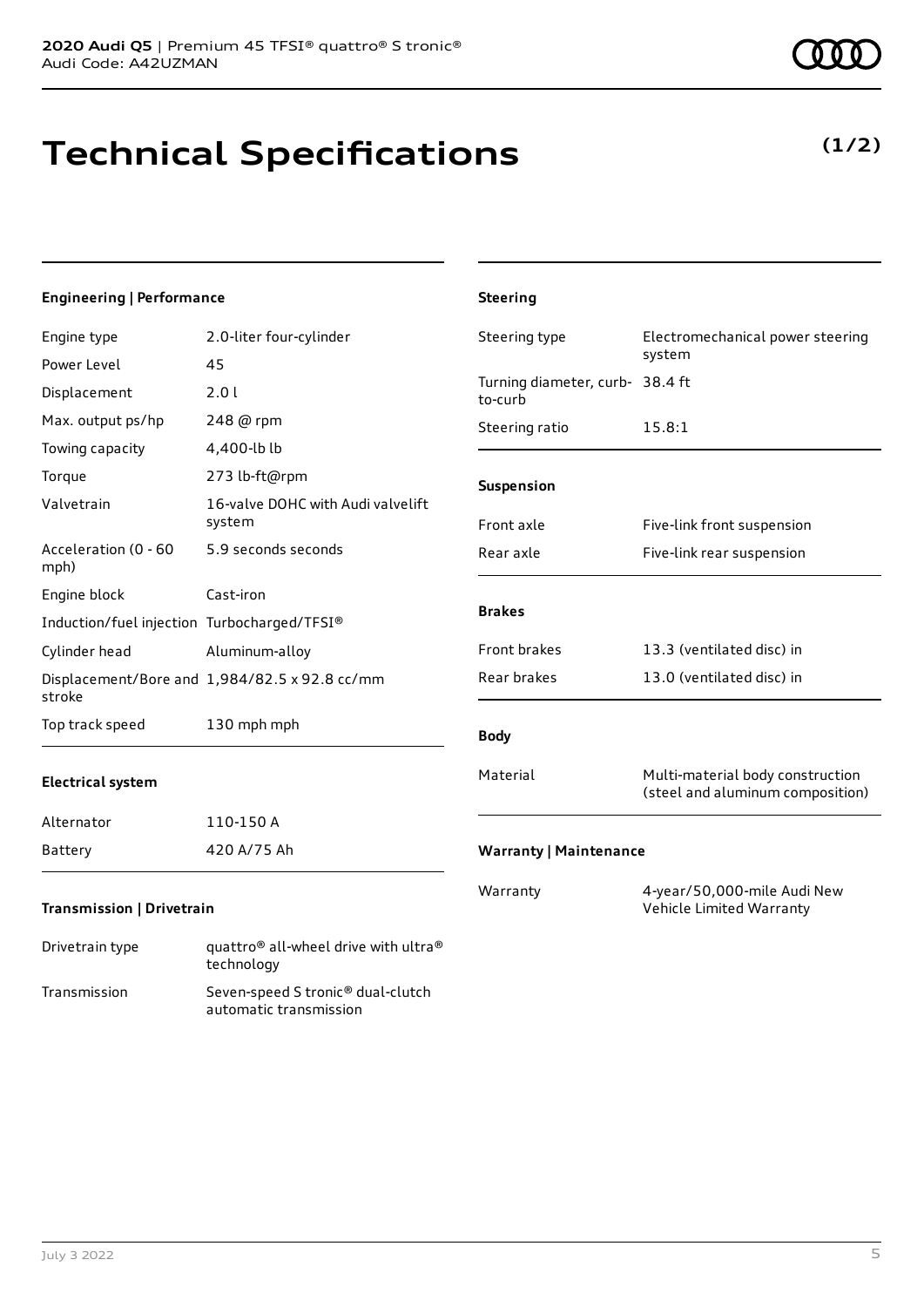# Technical Specifications

**(1/2)**

#### Engineering | Performance

| | |
|---|---|
| Engine type | 2.0-liter four-cylinder |
| Power Level | 45 |
| Displacement | 2.0 l |
| Max. output ps/hp | 248 @ rpm |
| Towing capacity | 4,400-lb lb |
| Torque | 273 lb-ft@rpm |
| Valvetrain | 16-valve DOHC with Audi valvelift system |
| Acceleration (0 - 60 mph) | 5.9 seconds seconds |
| Engine block | Cast-iron |
| Induction/fuel injection | Turbocharged/TFSI® |
| Cylinder head | Aluminum-alloy |
| Displacement/Bore and stroke | 1,984/82.5 x 92.8 cc/mm |
| Top track speed | 130 mph mph |

#### Electrical system

| | |
|---|---|
| Alternator | 110-150 A |
| Battery | 420 A/75 Ah |

#### Transmission | Drivetrain

| | |
|---|---|
| Drivetrain type | quattro® all-wheel drive with ultra® technology |
| Transmission | Seven-speed S tronic® dual-clutch automatic transmission |

#### Steering

| | |
|---|---|
| Steering type | Electromechanical power steering system |
| Turning diameter, curb-to-curb | 38.4 ft |
| Steering ratio | 15.8:1 |

#### Suspension

| | |
|---|---|
| Front axle | Five-link front suspension |
| Rear axle | Five-link rear suspension |

#### Brakes

| | |
|---|---|
| Front brakes | 13.3 (ventilated disc) in |
| Rear brakes | 13.0 (ventilated disc) in |

#### Body

| | |
|---|---|
| Material | Multi-material body construction (steel and aluminum composition) |

#### Warranty | Maintenance

| | |
|---|---|
| Warranty | 4-year/50,000-mile Audi New Vehicle Limited Warranty |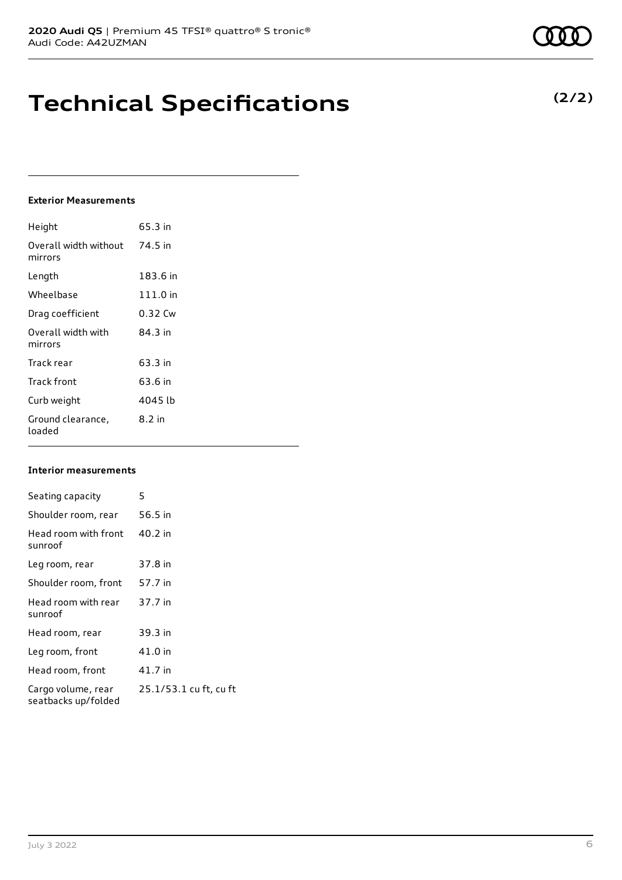# Technical Specifications

**(2/2)**

### Exterior Measurements

| | |
|---|---|
| Height | 65.3 in |
| Overall width without mirrors | 74.5 in |
| Length | 183.6 in |
| Wheelbase | 111.0 in |
| Drag coefficient | 0.32 Cw |
| Overall width with mirrors | 84.3 in |
| Track rear | 63.3 in |
| Track front | 63.6 in |
| Curb weight | 4045 lb |
| Ground clearance, loaded | 8.2 in |

### Interior measurements

| | |
|---|---|
| Seating capacity | 5 |
| Shoulder room, rear | 56.5 in |
| Head room with front sunroof | 40.2 in |
| Leg room, rear | 37.8 in |
| Shoulder room, front | 57.7 in |
| Head room with rear sunroof | 37.7 in |
| Head room, rear | 39.3 in |
| Leg room, front | 41.0 in |
| Head room, front | 41.7 in |
| Cargo volume, rear seatbacks up/folded | 25.1/53.1 cu ft, cu ft |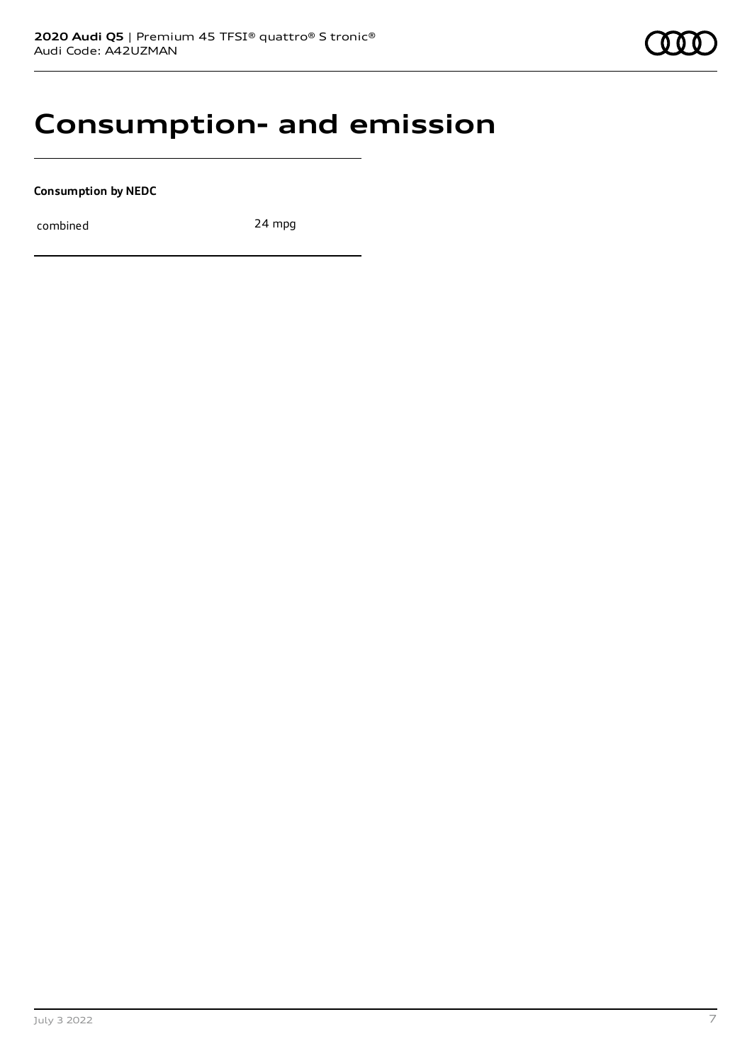# Consumption- and emission

**Consumption by NEDC**

| | |
|---|---|
| combined | 24 mpg |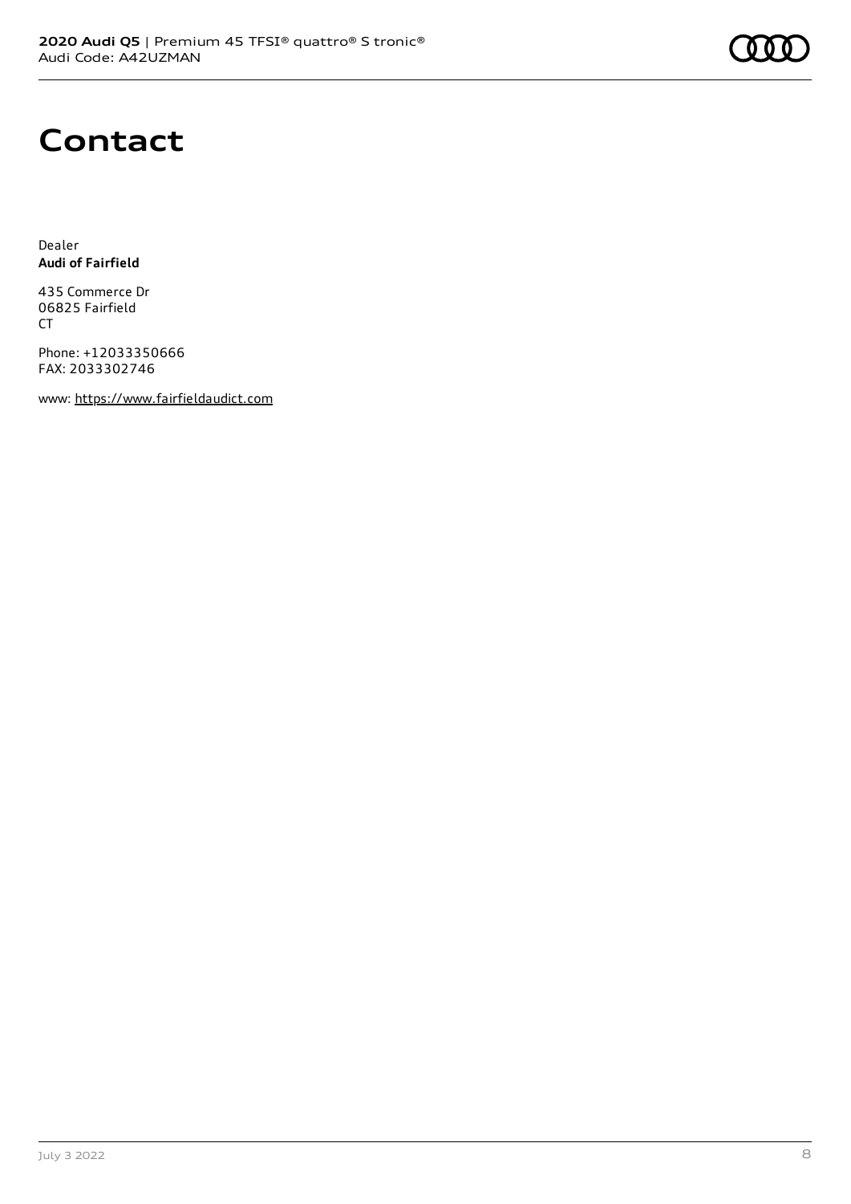# Contact

Dealer
**Audi of Fairfield**

435 Commerce Dr
06825 Fairfield
CT

Phone: +12033350666
FAX: 2033302746

www: https://www.fairfieldaudict.com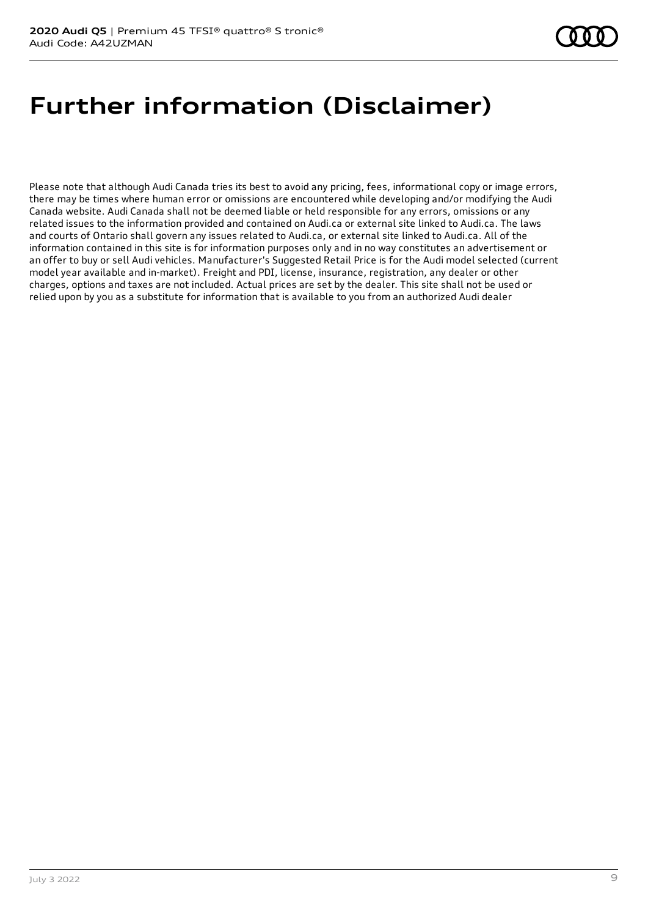# Further information (Disclaimer)

Please note that although Audi Canada tries its best to avoid any pricing, fees, informational copy or image errors, there may be times where human error or omissions are encountered while developing and/or modifying the Audi Canada website. Audi Canada shall not be deemed liable or held responsible for any errors, omissions or any related issues to the information provided and contained on Audi.ca or external site linked to Audi.ca. The laws and courts of Ontario shall govern any issues related to Audi.ca, or external site linked to Audi.ca. All of the information contained in this site is for information purposes only and in no way constitutes an advertisement or an offer to buy or sell Audi vehicles. Manufacturer's Suggested Retail Price is for the Audi model selected (current model year available and in-market). Freight and PDI, license, insurance, registration, any dealer or other charges, options and taxes are not included. Actual prices are set by the dealer. This site shall not be used or relied upon by you as a substitute for information that is available to you from an authorized Audi dealer